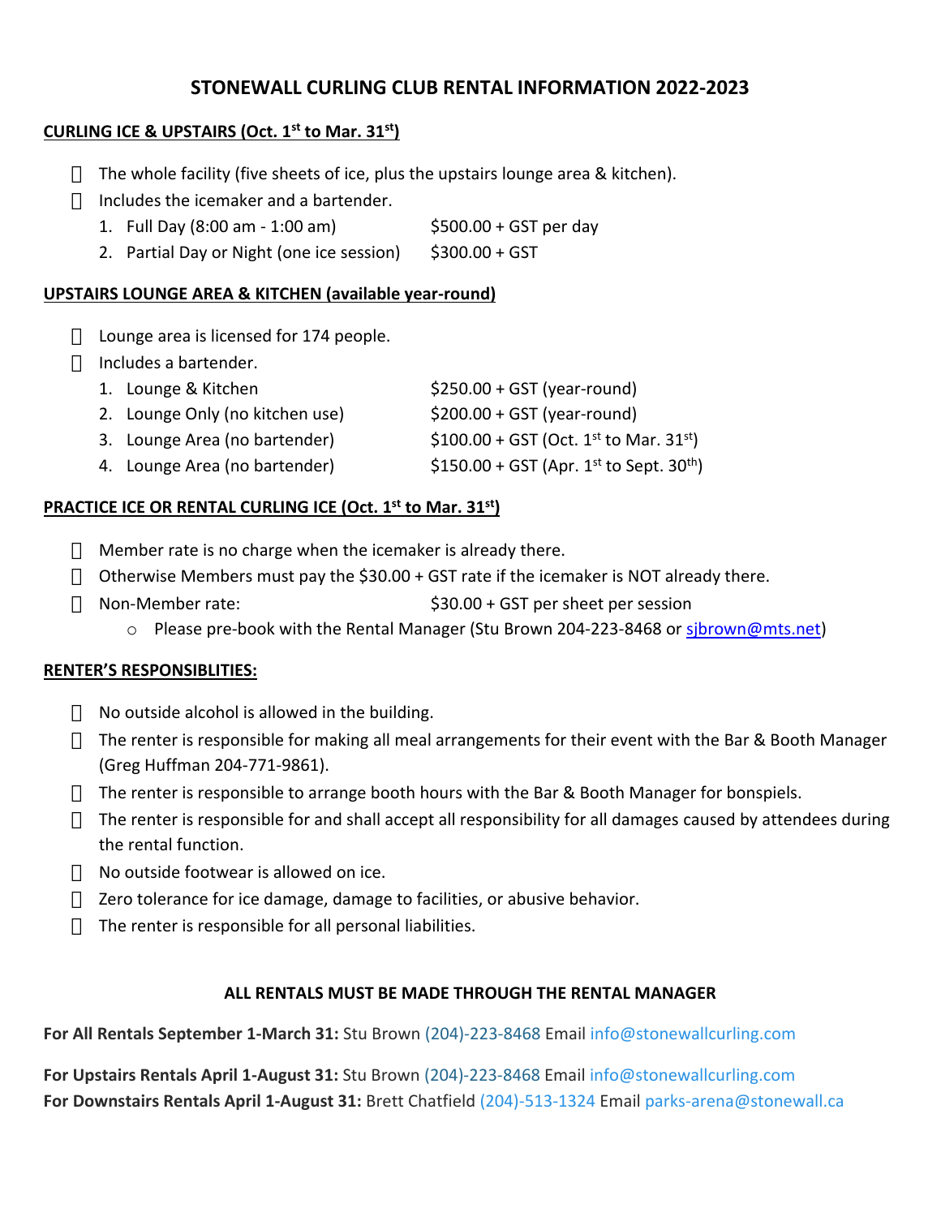# STONEWALL CURLING CLUB RENTAL INFORMATION 2022-2023

## CURLING ICE & UPSTAIRS (Oct. 1st to Mar. 31st)

- The whole facility (five sheets of ice, plus the upstairs lounge area & kitchen).
- Includes the icemaker and a bartender.
  1. Full Day (8:00 am - 1:00 am) $500.00 + GST per day
  2. Partial Day or Night (one ice session) $300.00 + GST

## UPSTAIRS LOUNGE AREA & KITCHEN (available year-round)

- Lounge area is licensed for 174 people.
- Includes a bartender.
  1. Lounge & Kitchen $250.00 + GST (year-round)
  2. Lounge Only (no kitchen use) $200.00 + GST (year-round)
  3. Lounge Area (no bartender) $100.00 + GST (Oct. 1st to Mar. 31st)
  4. Lounge Area (no bartender) $150.00 + GST (Apr. 1st to Sept. 30th)

## PRACTICE ICE OR RENTAL CURLING ICE (Oct. 1st to Mar. 31st)

- Member rate is no charge when the icemaker is already there.
- Otherwise Members must pay the $30.00 + GST rate if the icemaker is NOT already there.
- Non-Member rate: $30.00 + GST per sheet per session
  - Please pre-book with the Rental Manager (Stu Brown 204-223-8468 or sjbrown@mts.net)

## RENTER'S RESPONSIBLITIES:

- No outside alcohol is allowed in the building.
- The renter is responsible for making all meal arrangements for their event with the Bar & Booth Manager (Greg Huffman 204-771-9861).
- The renter is responsible to arrange booth hours with the Bar & Booth Manager for bonspiels.
- The renter is responsible for and shall accept all responsibility for all damages caused by attendees during the rental function.
- No outside footwear is allowed on ice.
- Zero tolerance for ice damage, damage to facilities, or abusive behavior.
- The renter is responsible for all personal liabilities.

**ALL RENTALS MUST BE MADE THROUGH THE RENTAL MANAGER**

**For All Rentals September 1-March 31:** Stu Brown (204)-223-8468 Email info@stonewallcurling.com

**For Upstairs Rentals April 1-August 31:** Stu Brown (204)-223-8468 Email info@stonewallcurling.com
**For Downstairs Rentals April 1-August 31:** Brett Chatfield (204)-513-1324 Email parks-arena@stonewall.ca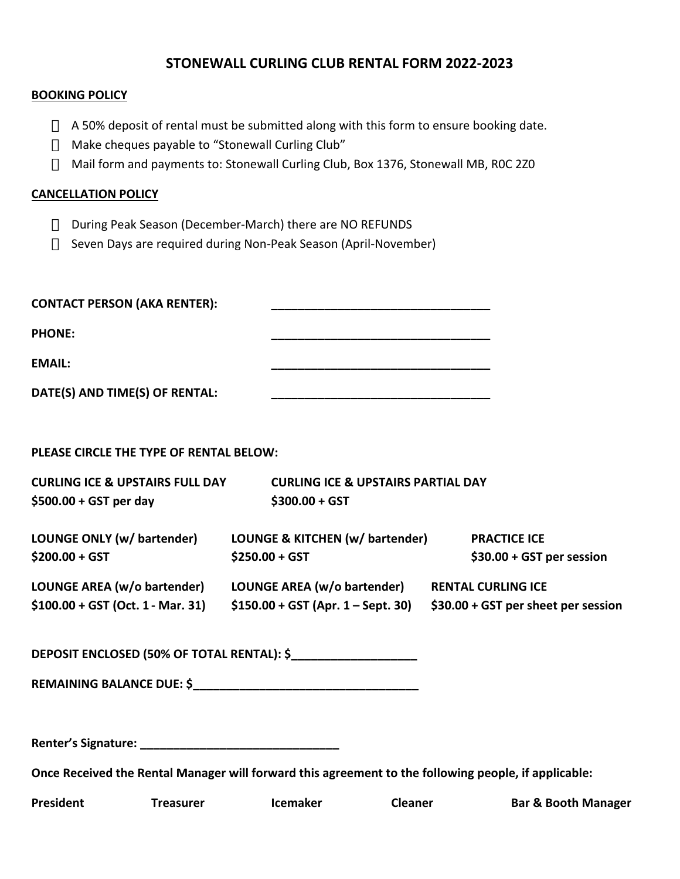# STONEWALL CURLING CLUB RENTAL FORM 2022-2023

**BOOKING POLICY**

- A 50% deposit of rental must be submitted along with this form to ensure booking date.
- Make cheques payable to "Stonewall Curling Club"
- Mail form and payments to: Stonewall Curling Club, Box 1376, Stonewall MB, R0C 2Z0

**CANCELLATION POLICY**

- During Peak Season (December-March) there are NO REFUNDS
- Seven Days are required during Non-Peak Season (April-November)

**CONTACT PERSON (AKA RENTER):** ________________________________

**PHONE:** ________________________________

**EMAIL:** ________________________________

**DATE(S) AND TIME(S) OF RENTAL:** ________________________________

**PLEASE CIRCLE THE TYPE OF RENTAL BELOW:**

**CURLING ICE & UPSTAIRS FULL DAY**
**$500.00 + GST per day**

**CURLING ICE & UPSTAIRS PARTIAL DAY**
**$300.00 + GST**

**LOUNGE ONLY (w/ bartender)**
**$200.00 + GST**

**LOUNGE & KITCHEN (w/ bartender)**
**$250.00 + GST**

**PRACTICE ICE**
**$30.00 + GST per session**

**LOUNGE AREA (w/o bartender)**
**$100.00 + GST (Oct. 1 - Mar. 31)**

**LOUNGE AREA (w/o bartender)**
**$150.00 + GST (Apr. 1 – Sept. 30)**

**RENTAL CURLING ICE**
**$30.00 + GST per sheet per session**

**DEPOSIT ENCLOSED (50% OF TOTAL RENTAL): $**__________________

**REMAINING BALANCE DUE: $**________________________________

**Renter's Signature:** ______________________________

**Once Received the Rental Manager will forward this agreement to the following people, if applicable:**

**President** **Treasurer** **Icemaker** **Cleaner** **Bar & Booth Manager**